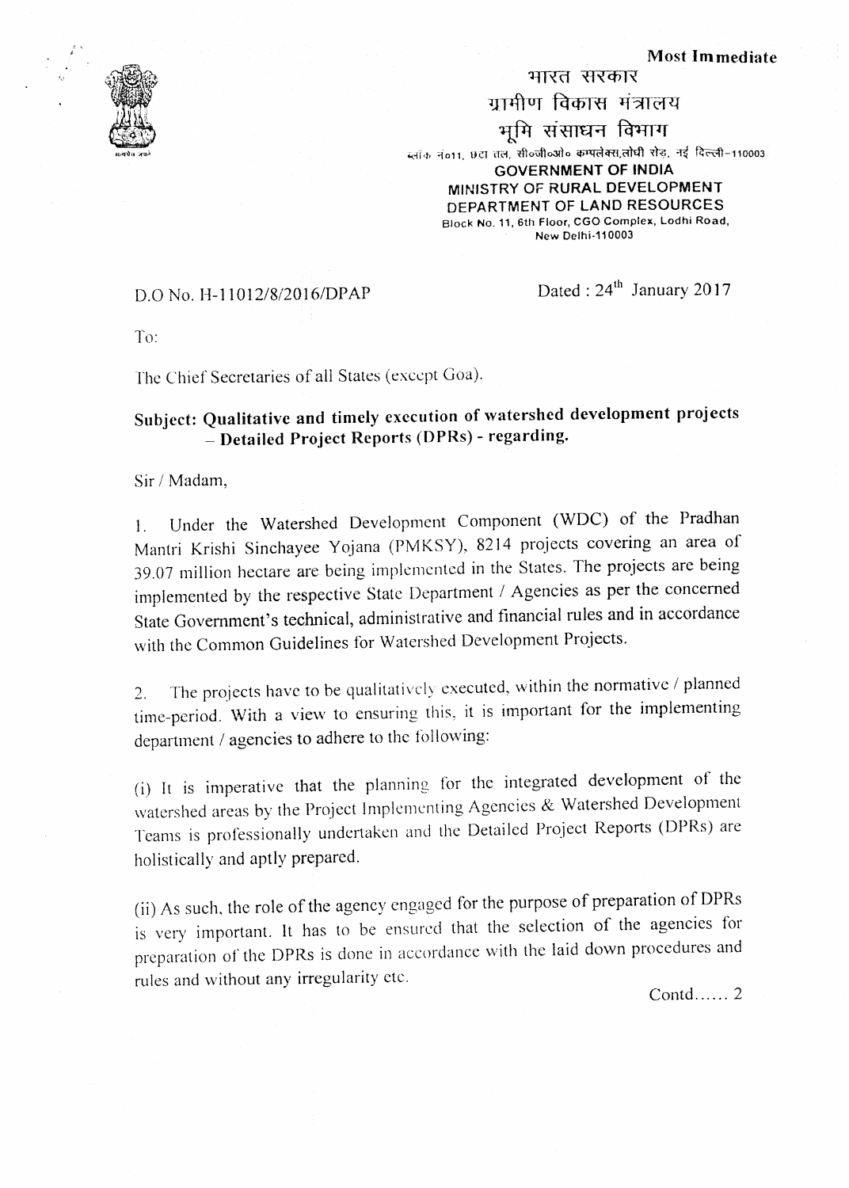**Most Immediate**

भारत सरकार
ग्रामीण विकास मंत्रालय
भूमि संसाधन विभाग
ब्लॉक नं०11, छटा तल, सी०जी०ओ० कम्पलेक्स,लोधी रोड, नई दिल्ली-110003

**GOVERNMENT OF INDIA**
**MINISTRY OF RURAL DEVELOPMENT**
**DEPARTMENT OF LAND RESOURCES**
Block No. 11, 6th Floor, CGO Complex, Lodhi Road,
New Delhi-110003

D.O No. H-11012/8/2016/DPAP

Dated : 24th January 2017

To:

The Chief Secretaries of all States (except Goa).

**Subject: Qualitative and timely execution of watershed development projects – Detailed Project Reports (DPRs) - regarding.**

Sir / Madam,

1. Under the Watershed Development Component (WDC) of the Pradhan Mantri Krishi Sinchayee Yojana (PMKSY), 8214 projects covering an area of 39.07 million hectare are being implemented in the States. The projects are being implemented by the respective State Department / Agencies as per the concerned State Government's technical, administrative and financial rules and in accordance with the Common Guidelines for Watershed Development Projects.

2. The projects have to be qualitatively executed, within the normative / planned time-period. With a view to ensuring this, it is important for the implementing department / agencies to adhere to the following:

(i) It is imperative that the planning for the integrated development of the watershed areas by the Project Implementing Agencies & Watershed Development Teams is professionally undertaken and the Detailed Project Reports (DPRs) are holistically and aptly prepared.

(ii) As such, the role of the agency engaged for the purpose of preparation of DPRs is very important. It has to be ensured that the selection of the agencies for preparation of the DPRs is done in accordance with the laid down procedures and rules and without any irregularity etc.

Contd...... 2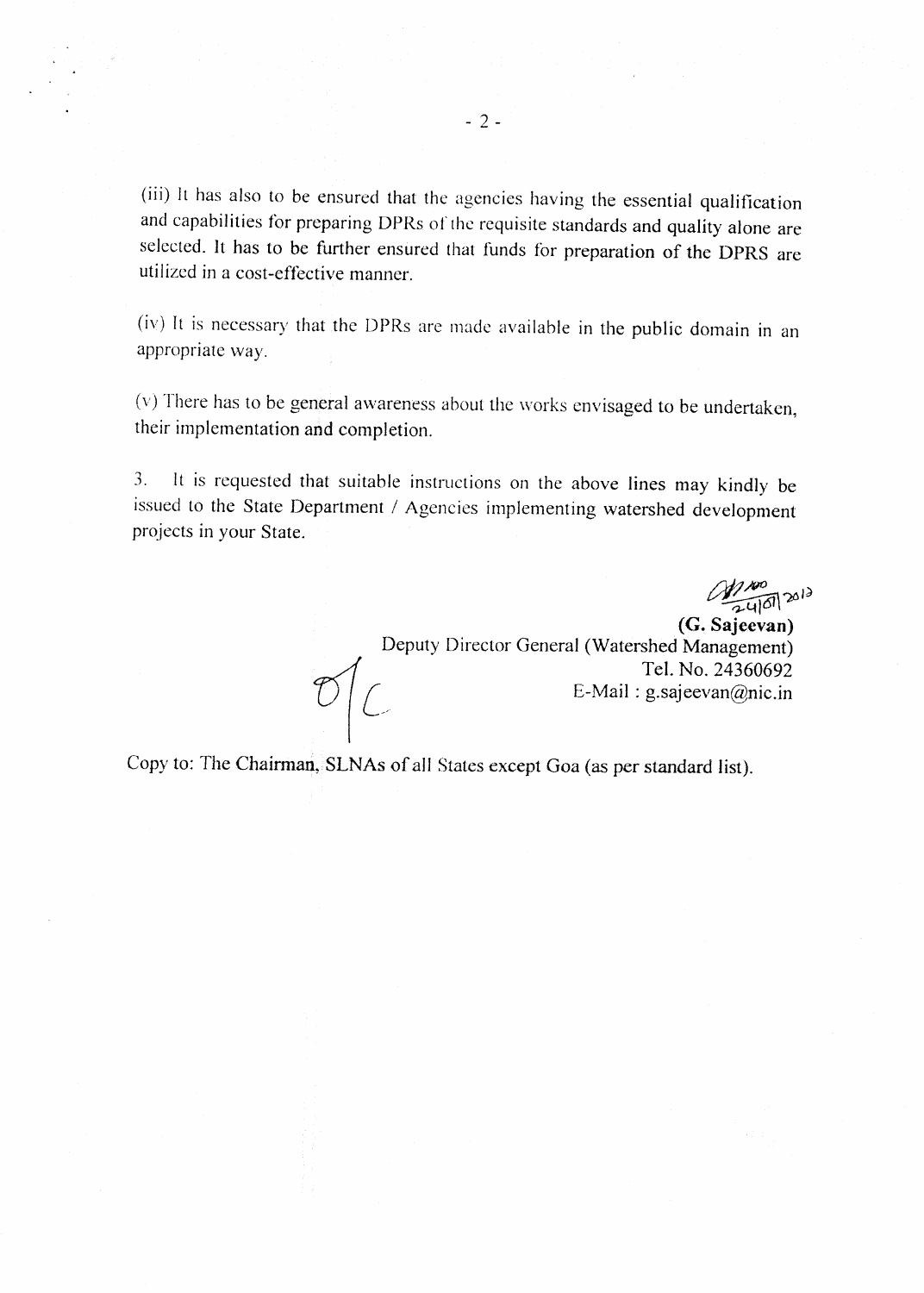(iii) It has also to be ensured that the agencies having the essential qualification and capabilities for preparing DPRs of the requisite standards and quality alone are selected. It has to be further ensured that funds for preparation of the DPRS are utilized in a cost-effective manner.

(iv) It is necessary that the DPRs are made available in the public domain in an appropriate way.

(v) There has to be general awareness about the works envisaged to be undertaken, their implementation and completion.

3. It is requested that suitable instructions on the above lines may kindly be issued to the State Department / Agencies implementing watershed development projects in your State.

24/01/2013

**(G. Sajeevan)**
Deputy Director General (Watershed Management)
Tel. No. 24360692
E-Mail : g.sajeevan@nic.in

O/C

Copy to: The Chairman, SLNAs of all States except Goa (as per standard list).